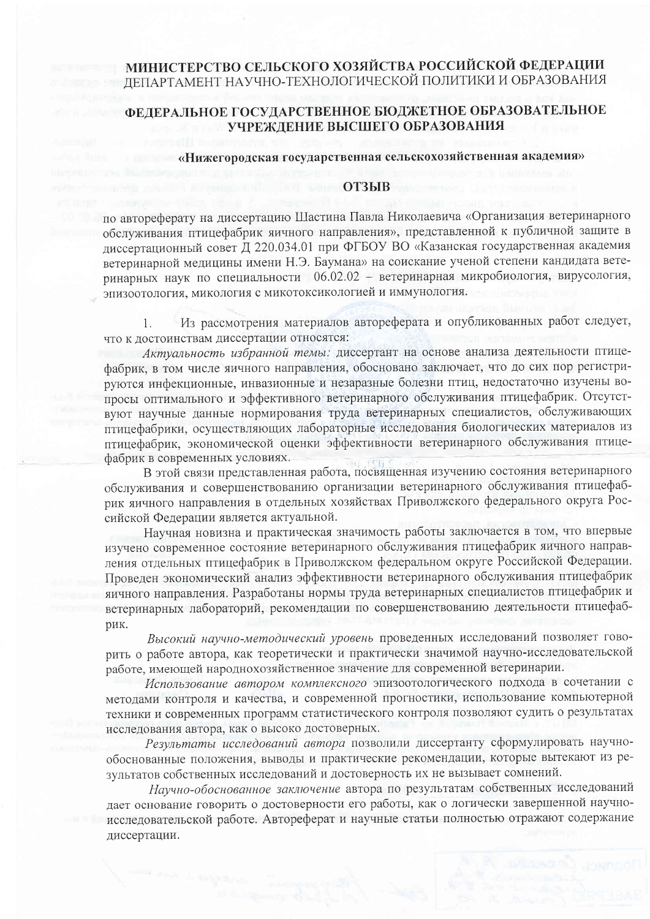# МИНИСТЕРСТВО СЕЛЬСКОГО ХОЗЯЙСТВА РОССИЙСКОЙ ФЕДЕРАЦИИ

ДЕПАРТАМЕНТ НАУЧНО-ТЕХНОЛОГИЧЕСКОЙ ПОЛИТИКИ И ОБРАЗОВАНИЯ

## ФЕДЕРАЛЬНОЕ ГОСУДАРСТВЕННОЕ БЮДЖЕТНОЕ ОБРАЗОВАТЕЛЬНОЕ УЧРЕЖДЕНИЕ ВЫСШЕГО ОБРАЗОВАНИЯ

**«Нижегородская государственная сельскохозяйственная академия»**

## ОТЗЫВ

по автореферату на диссертацию Шастина Павла Николаевича «Организация ветеринарного обслуживания птицефабрик яичного направления», представленной к публичной защите в диссертационный совет Д 220.034.01 при ФГБОУ ВО «Казанская государственная академия ветеринарной медицины имени Н.Э. Баумана» на соискание ученой степени кандидата ветеринарных наук по специальности 06.02.02 – ветеринарная микробиология, вирусология, эпизоотология, микология с микотоксикологией и иммунология.

1. Из рассмотрения материалов автореферата и опубликованных работ следует, что к достоинствам диссертации относятся:

*Актуальность избранной темы:* диссертант на основе анализа деятельности птицефабрик, в том числе яичного направления, обосновано заключает, что до сих пор регистрируются инфекционные, инвазионные и незаразные болезни птиц, недостаточно изучены вопросы оптимального и эффективного ветеринарного обслуживания птицефабрик. Отсутствуют научные данные нормирования труда ветеринарных специалистов, обслуживающих птицефабрики, осуществляющих лабораторные исследования биологических материалов из птицефабрик, экономической оценки эффективности ветеринарного обслуживания птицефабрик в современных условиях.

В этой связи представленная работа, посвященная изучению состояния ветеринарного обслуживания и совершенствованию организации ветеринарного обслуживания птицефабрик яичного направления в отдельных хозяйствах Приволжского федерального округа Российской Федерации является актуальной.

Научная новизна и практическая значимость работы заключается в том, что впервые изучено современное состояние ветеринарного обслуживания птицефабрик яичного направления отдельных птицефабрик в Приволжском федеральном округе Российской Федерации. Проведен экономический анализ эффективности ветеринарного обслуживания птицефабрик яичного направления. Разработаны нормы труда ветеринарных специалистов птицефабрик и ветеринарных лабораторий, рекомендации по совершенствованию деятельности птицефабрик.

*Высокий научно-методический уровень* проведенных исследований позволяет говорить о работе автора, как теоретически и практически значимой научно-исследовательской работе, имеющей народнохозяйственное значение для современной ветеринарии.

*Использование автором комплексного* эпизоотологического подхода в сочетании с методами контроля и качества, и современной прогностики, использование компьютерной техники и современных программ статистического контроля позволяют судить о результатах исследования автора, как о высоко достоверных.

*Результаты исследований автора* позволили диссертанту сформулировать научно-обоснованные положения, выводы и практические рекомендации, которые вытекают из результатов собственных исследований и достоверность их не вызывает сомнений.

*Научно-обоснованное заключение* автора по результатам собственных исследований дает основание говорить о достоверности его работы, как о логически завершенной научно-исследовательской работе. Автореферат и научные статьи полностью отражают содержание диссертации.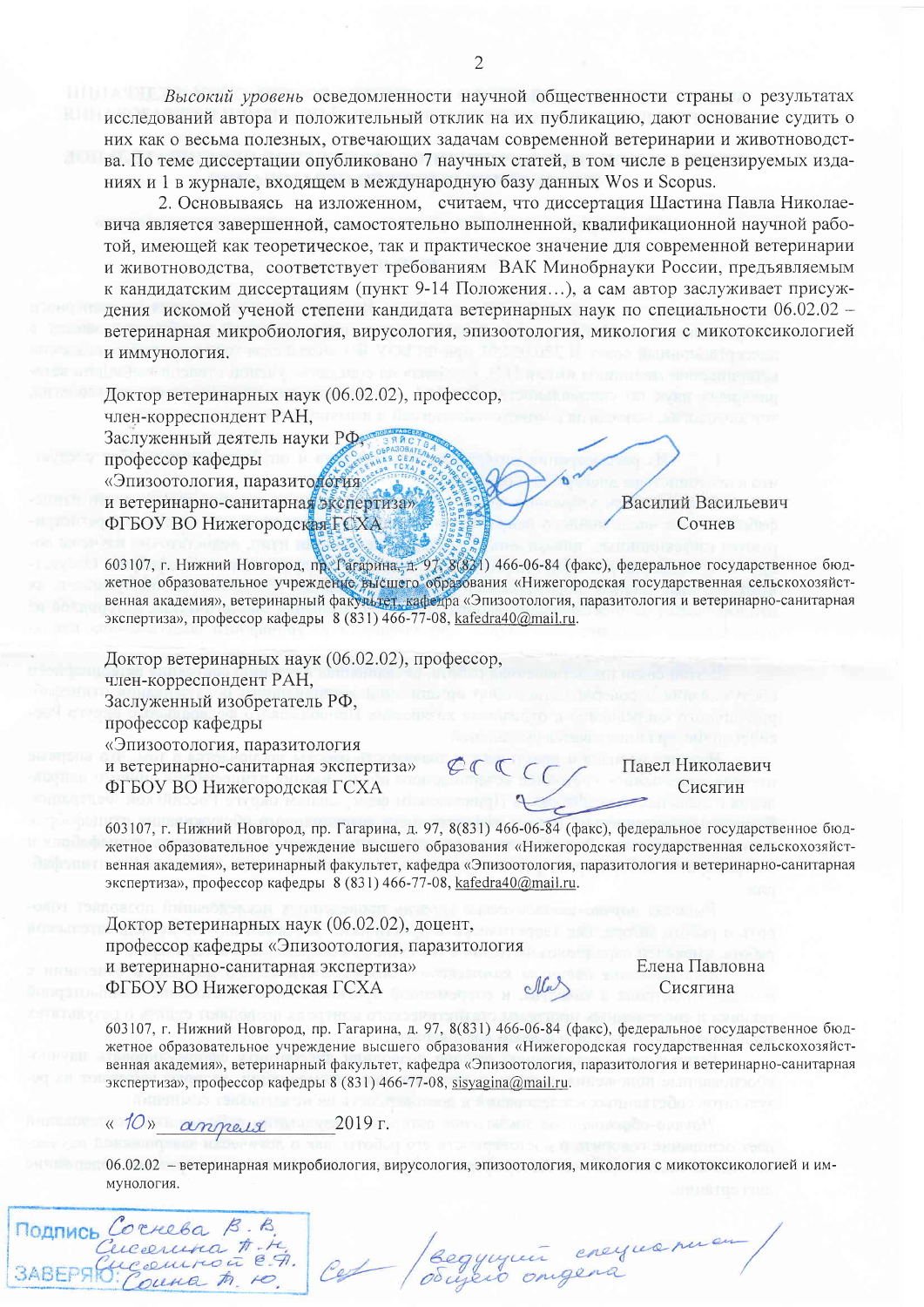*Высокий уровень* осведомленности научной общественности страны о результатах исследований автора и положительный отклик на их публикацию, дают основание судить о них как о весьма полезных, отвечающих задачам современной ветеринарии и животноводства. По теме диссертации опубликовано 7 научных статей, в том числе в рецензируемых изданиях и 1 в журнале, входящем в международную базу данных Wos и Scopus.

2. Основываясь на изложенном, считаем, что диссертация Шастина Павла Николаевича является завершенной, самостоятельно выполненной, квалификационной научной работой, имеющей как теоретическое, так и практическое значение для современной ветеринарии и животноводства, соответствует требованиям ВАК Минобрнауки России, предъявляемым к кандидатским диссертациям (пункт 9-14 Положения…), а сам автор заслуживает присуждения искомой ученой степени кандидата ветеринарных наук по специальности 06.02.02 – ветеринарная микробиология, вирусология, эпизоотология, микология с микотоксикологией и иммунология.

Доктор ветеринарных наук (06.02.02), профессор,
член-корреспондент РАН,
Заслуженный деятель науки РФ,
профессор кафедры
«Эпизоотология, паразитология
и ветеринарно-санитарная экспертиза»
ФГБОУ ВО Нижегородская ГСХА — Василий Васильевич Сочнев

603107, г. Нижний Новгород, пр. Гагарина, д. 97, 8(831) 466-06-84 (факс), федеральное государственное бюджетное образовательное учреждение высшего образования «Нижегородская государственная сельскохозяйственная академия», ветеринарный факультет, кафедра «Эпизоотология, паразитология и ветеринарно-санитарная экспертиза», профессор кафедры 8 (831) 466-77-08, kafedra40@mail.ru.

Доктор ветеринарных наук (06.02.02), профессор,
член-корреспондент РАН,
Заслуженный изобретатель РФ,
профессор кафедры
«Эпизоотология, паразитология
и ветеринарно-санитарная экспертиза»
ФГБОУ ВО Нижегородская ГСХА — Павел Николаевич Сисягин

603107, г. Нижний Новгород, пр. Гагарина, д. 97, 8(831) 466-06-84 (факс), федеральное государственное бюджетное образовательное учреждение высшего образования «Нижегородская государственная сельскохозяйственная академия», ветеринарный факультет, кафедра «Эпизоотология, паразитология и ветеринарно-санитарная экспертиза», профессор кафедры 8 (831) 466-77-08, kafedra40@mail.ru.

Доктор ветеринарных наук (06.02.02), доцент,
профессор кафедры «Эпизоотология, паразитология
и ветеринарно-санитарная экспертиза»
ФГБОУ ВО Нижегородская ГСХА — Елена Павловна Сисягина

603107, г. Нижний Новгород, пр. Гагарина, д. 97, 8(831) 466-06-84 (факс), федеральное государственное бюджетное образовательное учреждение высшего образования «Нижегородская государственная сельскохозяйственная академия», ветеринарный факультет, кафедра «Эпизоотология, паразитология и ветеринарно-санитарная экспертиза», профессор кафедры 8 (831) 466-77-08, sisyagina@mail.ru.

« 10 » апреля 2019 г.

06.02.02 – ветеринарная микробиология, вирусология, эпизоотология, микология с микотоксикологией и иммунология.

Подпись Сочнева В. В., Сисягина П. Н., Сисягиной Е. П.
ЗАВЕРЯЮ: Сошна Н. Ю. / ведущий специалист общего отдела /